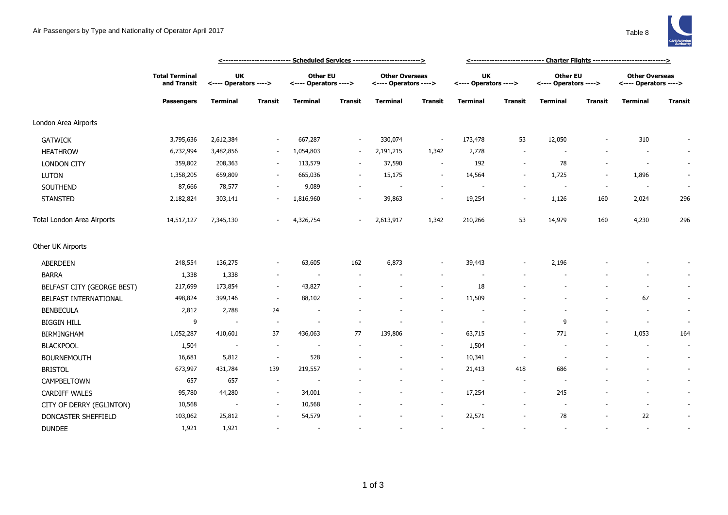Air Passengers by Type and Nationality of Operator April 2017

Table 8

| | Total Terminal and Transit | Scheduled Services | | | | | | Charter Flights | | | | | |
|---|---|---|---|---|---|---|---|---|---|---|---|---|---|
| | | UK Operators | | Other EU Operators | | Other Overseas Operators | | UK Operators | | Other EU Operators | | Other Overseas Operators | |
| | Passengers | Terminal | Transit | Terminal | Transit | Terminal | Transit | Terminal | Transit | Terminal | Transit | Terminal | Transit |
| London Area Airports | | | | | | | | | | | | | |
| GATWICK | 3,795,636 | 2,612,384 | - | 667,287 | - | 330,074 | - | 173,478 | 53 | 12,050 | - | 310 | - |
| HEATHROW | 6,732,994 | 3,482,856 | - | 1,054,803 | - | 2,191,215 | 1,342 | 2,778 | - | - | - | - | - |
| LONDON CITY | 359,802 | 208,363 | - | 113,579 | - | 37,590 | - | 192 | - | 78 | - | - | - |
| LUTON | 1,358,205 | 659,809 | - | 665,036 | - | 15,175 | - | 14,564 | - | 1,725 | - | 1,896 | - |
| SOUTHEND | 87,666 | 78,577 | - | 9,089 | - | - | - | - | - | - | - | - | - |
| STANSTED | 2,182,824 | 303,141 | - | 1,816,960 | - | 39,863 | - | 19,254 | - | 1,126 | 160 | 2,024 | 296 |
| Total London Area Airports | 14,517,127 | 7,345,130 | - | 4,326,754 | - | 2,613,917 | 1,342 | 210,266 | 53 | 14,979 | 160 | 4,230 | 296 |
| Other UK Airports | | | | | | | | | | | | | |
| ABERDEEN | 248,554 | 136,275 | - | 63,605 | 162 | 6,873 | - | 39,443 | - | 2,196 | - | - | - |
| BARRA | 1,338 | 1,338 | - | - | - | - | - | - | - | - | - | - | - |
| BELFAST CITY (GEORGE BEST) | 217,699 | 173,854 | - | 43,827 | - | - | - | 18 | - | - | - | - | - |
| BELFAST INTERNATIONAL | 498,824 | 399,146 | - | 88,102 | - | - | - | 11,509 | - | - | - | 67 | - |
| BENBECULA | 2,812 | 2,788 | 24 | - | - | - | - | - | - | - | - | - | - |
| BIGGIN HILL | 9 | - | - | - | - | - | - | - | - | 9 | - | - | - |
| BIRMINGHAM | 1,052,287 | 410,601 | 37 | 436,063 | 77 | 139,806 | - | 63,715 | - | 771 | - | 1,053 | 164 |
| BLACKPOOL | 1,504 | - | - | - | - | - | - | 1,504 | - | - | - | - | - |
| BOURNEMOUTH | 16,681 | 5,812 | - | 528 | - | - | - | 10,341 | - | - | - | - | - |
| BRISTOL | 673,997 | 431,784 | 139 | 219,557 | - | - | - | 21,413 | 418 | 686 | - | - | - |
| CAMPBELTOWN | 657 | 657 | - | - | - | - | - | - | - | - | - | - | - |
| CARDIFF WALES | 95,780 | 44,280 | - | 34,001 | - | - | - | 17,254 | - | 245 | - | - | - |
| CITY OF DERRY (EGLINTON) | 10,568 | - | - | 10,568 | - | - | - | - | - | - | - | - | - |
| DONCASTER SHEFFIELD | 103,062 | 25,812 | - | 54,579 | - | - | - | 22,571 | - | 78 | - | 22 | - |
| DUNDEE | 1,921 | 1,921 | - | - | - | - | - | - | - | - | - | - | - |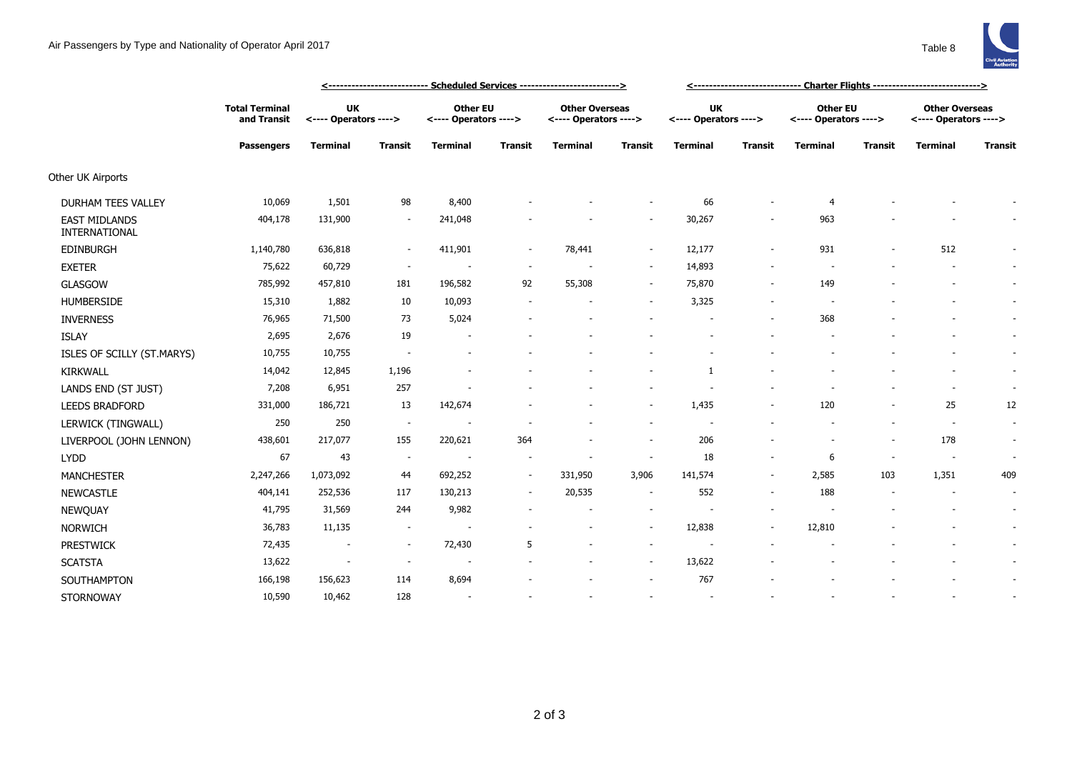# Air Passengers by Type and Nationality of Operator April 2017

Table 8

| | Total Terminal and Transit | Scheduled Services | | | | | | Charter Flights | | | | | |
|---|---|---|---|---|---|---|---|---|---|---|---|---|---|
| | | UK <---- Operators ----> | | Other EU <---- Operators ----> | | Other Overseas <---- Operators ----> | | UK <---- Operators ----> | | Other EU <---- Operators ----> | | Other Overseas <---- Operators ----> | |
| | **Passengers** | **Terminal** | **Transit** | **Terminal** | **Transit** | **Terminal** | **Transit** | **Terminal** | **Transit** | **Terminal** | **Transit** | **Terminal** | **Transit** |
| Other UK Airports | | | | | | | | | | | | | |
| DURHAM TEES VALLEY | 10,069 | 1,501 | 98 | 8,400 | - | - | - | 66 | - | 4 | - | - | - |
| EAST MIDLANDS INTERNATIONAL | 404,178 | 131,900 | - | 241,048 | - | - | - | 30,267 | - | 963 | - | - | - |
| EDINBURGH | 1,140,780 | 636,818 | - | 411,901 | - | 78,441 | - | 12,177 | - | 931 | - | 512 | - |
| EXETER | 75,622 | 60,729 | - | - | - | - | - | 14,893 | - | - | - | - | - |
| GLASGOW | 785,992 | 457,810 | 181 | 196,582 | 92 | 55,308 | - | 75,870 | - | 149 | - | - | - |
| HUMBERSIDE | 15,310 | 1,882 | 10 | 10,093 | - | - | - | 3,325 | - | - | - | - | - |
| INVERNESS | 76,965 | 71,500 | 73 | 5,024 | - | - | - | - | - | 368 | - | - | - |
| ISLAY | 2,695 | 2,676 | 19 | - | - | - | - | - | - | - | - | - | - |
| ISLES OF SCILLY (ST.MARYS) | 10,755 | 10,755 | - | - | - | - | - | - | - | - | - | - | - |
| KIRKWALL | 14,042 | 12,845 | 1,196 | - | - | - | - | 1 | - | - | - | - | - |
| LANDS END (ST JUST) | 7,208 | 6,951 | 257 | - | - | - | - | - | - | - | - | - | - |
| LEEDS BRADFORD | 331,000 | 186,721 | 13 | 142,674 | - | - | - | 1,435 | - | 120 | - | 25 | 12 |
| LERWICK (TINGWALL) | 250 | 250 | - | - | - | - | - | - | - | - | - | - | - |
| LIVERPOOL (JOHN LENNON) | 438,601 | 217,077 | 155 | 220,621 | 364 | - | - | 206 | - | - | - | 178 | - |
| LYDD | 67 | 43 | - | - | - | - | - | 18 | - | 6 | - | - | - |
| MANCHESTER | 2,247,266 | 1,073,092 | 44 | 692,252 | - | 331,950 | 3,906 | 141,574 | - | 2,585 | 103 | 1,351 | 409 |
| NEWCASTLE | 404,141 | 252,536 | 117 | 130,213 | - | 20,535 | - | 552 | - | 188 | - | - | - |
| NEWQUAY | 41,795 | 31,569 | 244 | 9,982 | - | - | - | - | - | - | - | - | - |
| NORWICH | 36,783 | 11,135 | - | - | - | - | - | 12,838 | - | 12,810 | - | - | - |
| PRESTWICK | 72,435 | - | - | 72,430 | 5 | - | - | - | - | - | - | - | - |
| SCATSTA | 13,622 | - | - | - | - | - | - | 13,622 | - | - | - | - | - |
| SOUTHAMPTON | 166,198 | 156,623 | 114 | 8,694 | - | - | - | 767 | - | - | - | - | - |
| STORNOWAY | 10,590 | 10,462 | 128 | - | - | - | - | - | - | - | - | - | - |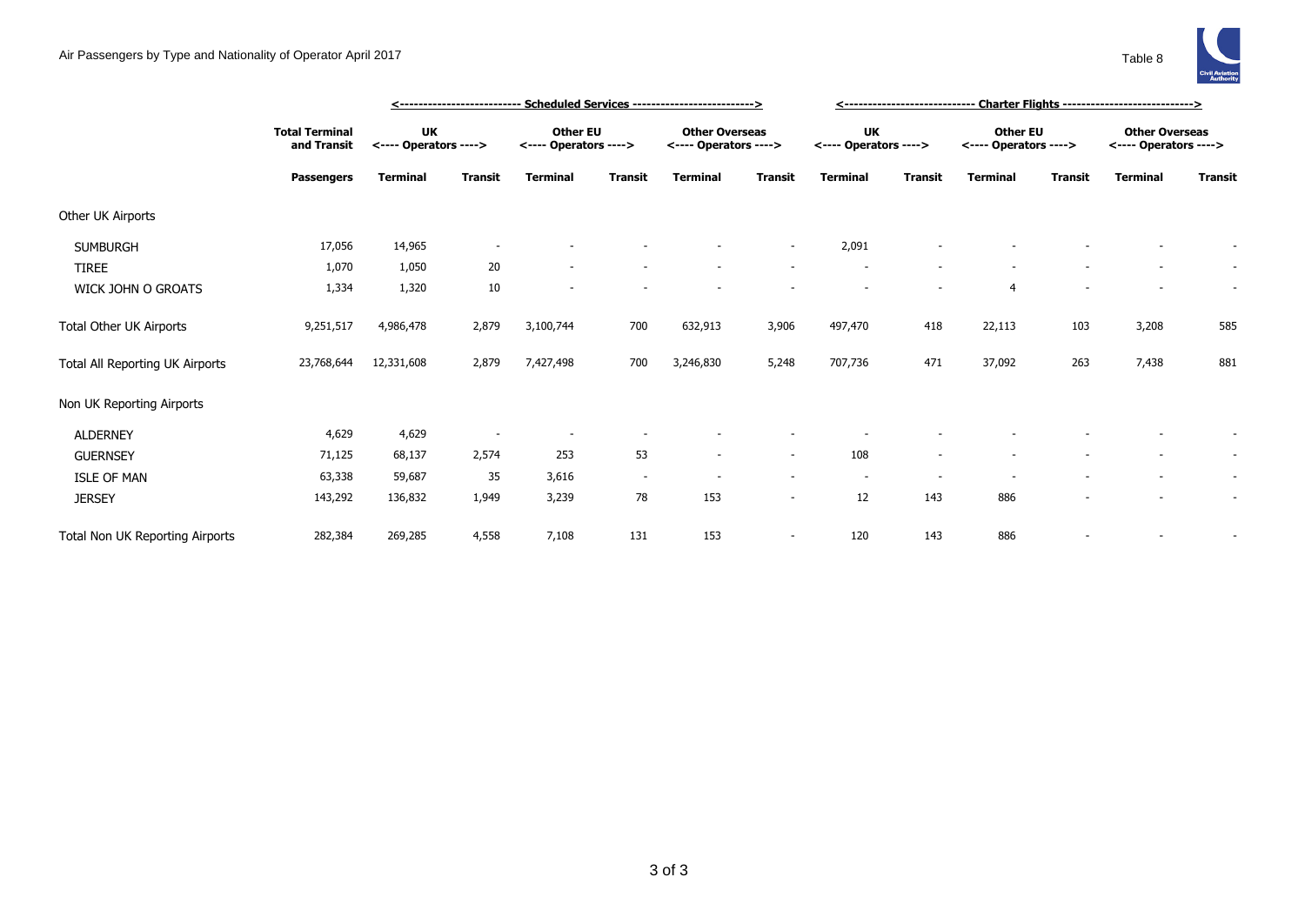Air Passengers by Type and Nationality of Operator April 2017

Table 8

| | Total Terminal and Transit | Scheduled Services | | | | | | Charter Flights | | | | | |
|---|---|---|---|---|---|---|---|---|---|---|---|---|---|
| | | UK <---- Operators ----> | | Other EU <---- Operators ----> | | Other Overseas <---- Operators ----> | | UK <---- Operators ----> | | Other EU <---- Operators ----> | | Other Overseas <---- Operators ----> | |
| | Passengers | Terminal | Transit | Terminal | Transit | Terminal | Transit | Terminal | Transit | Terminal | Transit | Terminal | Transit |
| Other UK Airports | | | | | | | | | | | | | |
| SUMBURGH | 17,056 | 14,965 | - | - | - | - | - | 2,091 | - | - | - | - | - |
| TIREE | 1,070 | 1,050 | 20 | - | - | - | - | - | - | - | - | - | - |
| WICK JOHN O GROATS | 1,334 | 1,320 | 10 | - | - | - | - | - | - | 4 | - | - | - |
| Total Other UK Airports | 9,251,517 | 4,986,478 | 2,879 | 3,100,744 | 700 | 632,913 | 3,906 | 497,470 | 418 | 22,113 | 103 | 3,208 | 585 |
| Total All Reporting UK Airports | 23,768,644 | 12,331,608 | 2,879 | 7,427,498 | 700 | 3,246,830 | 5,248 | 707,736 | 471 | 37,092 | 263 | 7,438 | 881 |
| Non UK Reporting Airports | | | | | | | | | | | | | |
| ALDERNEY | 4,629 | 4,629 | - | - | - | - | - | - | - | - | - | - | - |
| GUERNSEY | 71,125 | 68,137 | 2,574 | 253 | 53 | - | - | 108 | - | - | - | - | - |
| ISLE OF MAN | 63,338 | 59,687 | 35 | 3,616 | - | - | - | - | - | - | - | - | - |
| JERSEY | 143,292 | 136,832 | 1,949 | 3,239 | 78 | 153 | - | 12 | 143 | 886 | - | - | - |
| Total Non UK Reporting Airports | 282,384 | 269,285 | 4,558 | 7,108 | 131 | 153 | - | 120 | 143 | 886 | - | - | - |